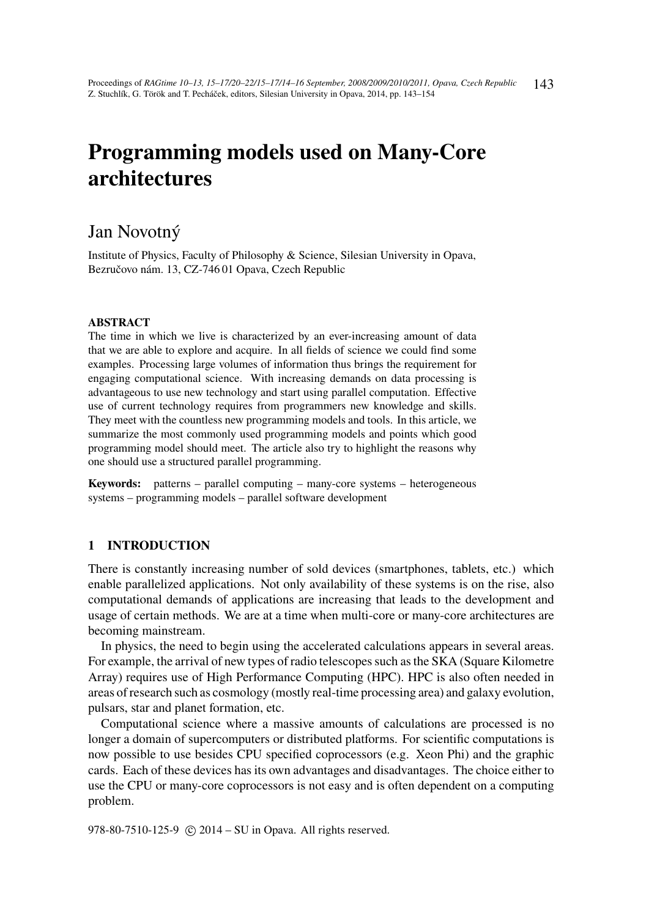# Programming models used on Many-Core architectures

Jan Novotný

Institute of Physics, Faculty of Philosophy & Science, Silesian University in Opava, Bezručovo nám. 13, CZ-746 01 Opava, Czech Republic

#### ABSTRACT

The time in which we live is characterized by an ever-increasing amount of data that we are able to explore and acquire. In all fields of science we could find some examples. Processing large volumes of information thus brings the requirement for engaging computational science. With increasing demands on data processing is advantageous to use new technology and start using parallel computation. Effective use of current technology requires from programmers new knowledge and skills. They meet with the countless new programming models and tools. In this article, we summarize the most commonly used programming models and points which good programming model should meet. The article also try to highlight the reasons why one should use a structured parallel programming.

**Keywords:** patterns – parallel computing – many-core systems – heterogeneous systems – programming models – parallel software development

## 1 INTRODUCTION

There is constantly increasing number of sold devices (smartphones, tablets, etc.) which enable parallelized applications. Not only availability of these systems is on the rise, also computational demands of applications are increasing that leads to the development and usage of certain methods. We are at a time when multi-core or many-core architectures are becoming mainstream.

In physics, the need to begin using the accelerated calculations appears in several areas. For example, the arrival of new types of radio telescopes such as the SKA (Square Kilometre Array) requires use of High Performance Computing (HPC). HPC is also often needed in areas of research such as cosmology (mostly real-time processing area) and galaxy evolution, pulsars, star and planet formation, etc.

Computational science where a massive amounts of calculations are processed is no longer a domain of supercomputers or distributed platforms. For scientific computations is now possible to use besides CPU specified coprocessors (e.g. Xeon Phi) and the graphic cards. Each of these devices has its own advantages and disadvantages. The choice either to use the CPU or many-core coprocessors is not easy and is often dependent on a computing problem.

978-80-7510-125-9 © 2014 – SU in Opava. All rights reserved.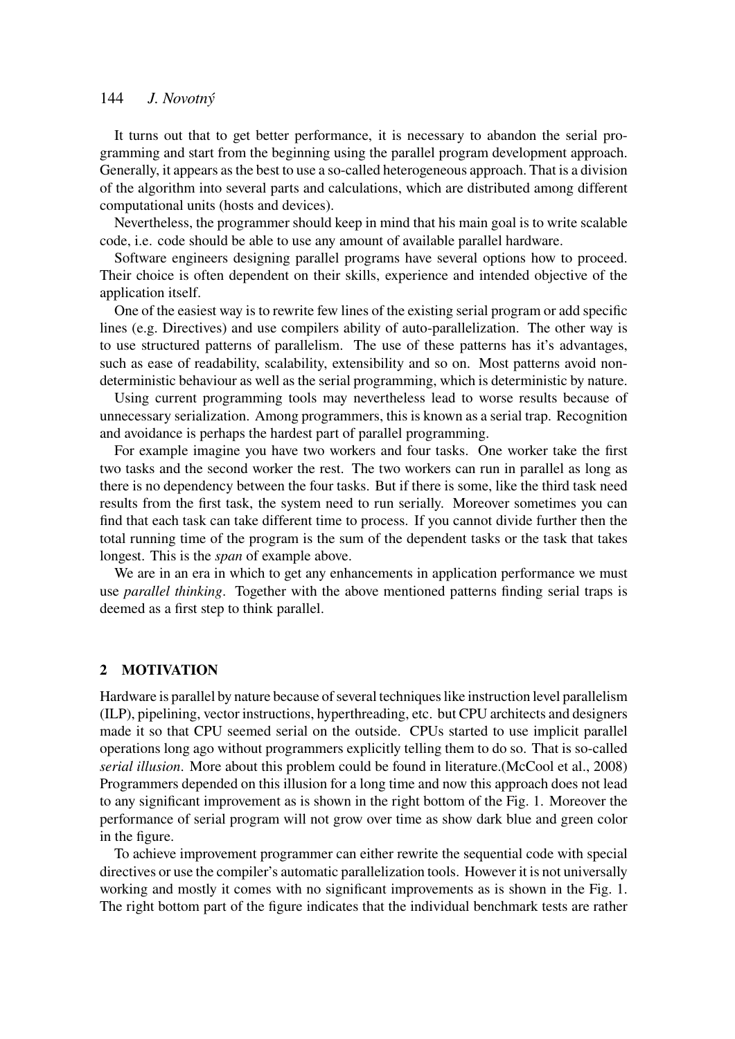It turns out that to get better performance, it is necessary to abandon the serial programming and start from the beginning using the parallel program development approach. Generally, it appears as the best to use a so-called heterogeneous approach. That is a division of the algorithm into several parts and calculations, which are distributed among different computational units (hosts and devices).

Nevertheless, the programmer should keep in mind that his main goal is to write scalable code, i.e. code should be able to use any amount of available parallel hardware.

Software engineers designing parallel programs have several options how to proceed. Their choice is often dependent on their skills, experience and intended objective of the application itself.

One of the easiest way is to rewrite few lines of the existing serial program or add specific lines (e.g. Directives) and use compilers ability of auto-parallelization. The other way is to use structured patterns of parallelism. The use of these patterns has it's advantages, such as ease of readability, scalability, extensibility and so on. Most patterns avoid non-deterministic behaviour as well as the serial programming, which is deterministic by nature.

Using current programming tools may nevertheless lead to worse results because of unnecessary serialization. Among programmers, this is known as a serial trap. Recognition and avoidance is perhaps the hardest part of parallel programming.

For example imagine you have two workers and four tasks. One worker take the first two tasks and the second worker the rest. The two workers can run in parallel as long as there is no dependency between the four tasks. But if there is some, like the third task need results from the first task, the system need to run serially. Moreover sometimes you can find that each task can take different time to process. If you cannot divide further then the total running time of the program is the sum of the dependent tasks or the task that takes longest. This is the *span* of example above.

We are in an era in which to get any enhancements in application performance we must use *parallel thinking*. Together with the above mentioned patterns finding serial traps is deemed as a first step to think parallel.

## 2 MOTIVATION

Hardware is parallel by nature because of several techniques like instruction level parallelism (ILP), pipelining, vector instructions, hyperthreading, etc. but CPU architects and designers made it so that CPU seemed serial on the outside. CPUs started to use implicit parallel operations long ago without programmers explicitly telling them to do so. That is so-called *serial illusion*. More about this problem could be found in literature.(McCool et al., 2008) Programmers depended on this illusion for a long time and now this approach does not lead to any significant improvement as is shown in the right bottom of the Fig. 1. Moreover the performance of serial program will not grow over time as show dark blue and green color in the figure.

To achieve improvement programmer can either rewrite the sequential code with special directives or use the compiler's automatic parallelization tools. However it is not universally working and mostly it comes with no significant improvements as is shown in the Fig. 1. The right bottom part of the figure indicates that the individual benchmark tests are rather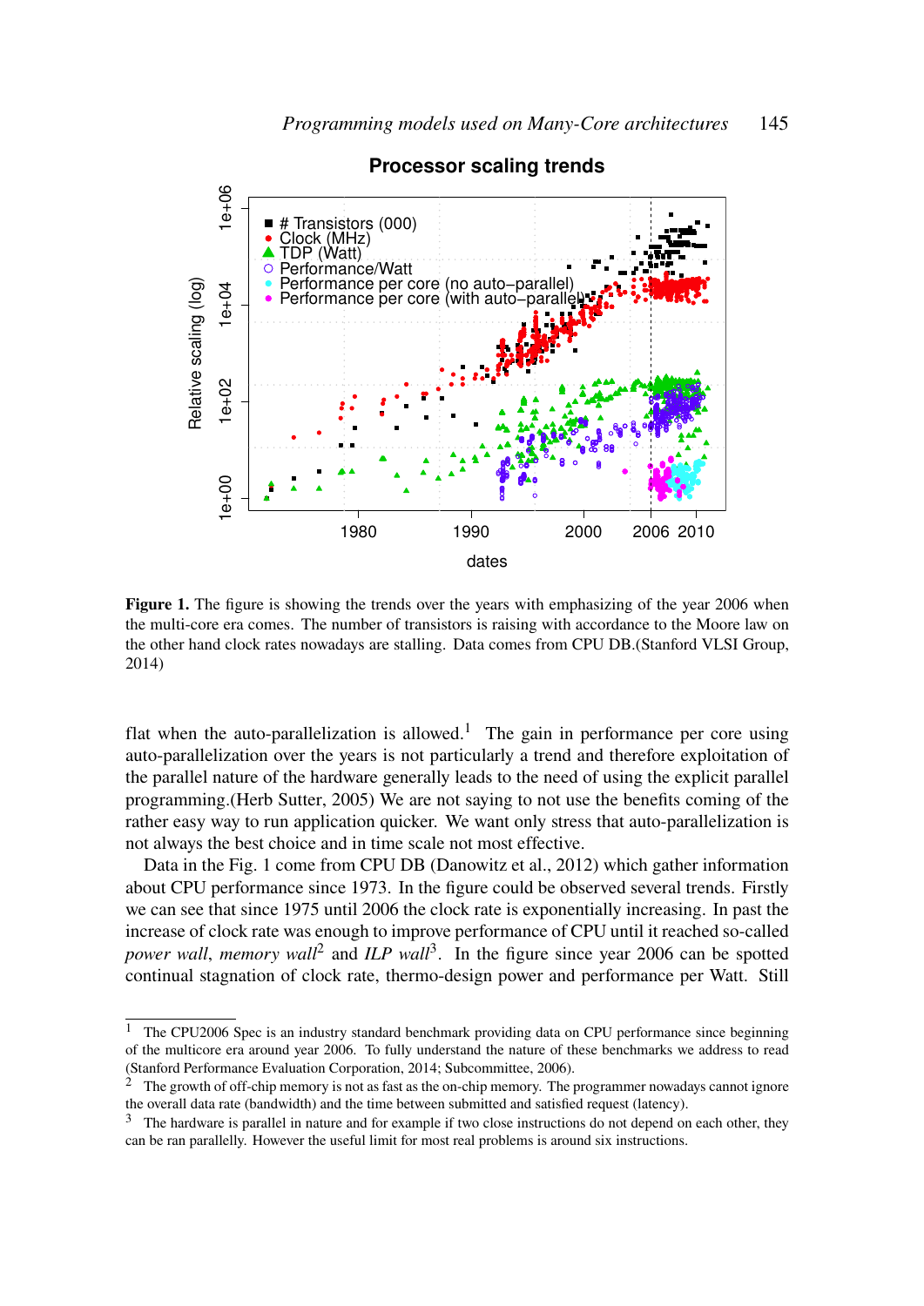**Figure 1.** The figure is showing the trends over the years with emphasizing of the year 2006 when the multi-core era comes. The number of transistors is raising with accordance to the Moore law on the other hand clock rates nowadays are stalling. Data comes from CPU DB.(Stanford VLSI Group, 2014)

flat when the auto-parallelization is allowed.[1] The gain in performance per core using auto-parallelization over the years is not particularly a trend and therefore exploitation of the parallel nature of the hardware generally leads to the need of using the explicit parallel programming.(Herb Sutter, 2005) We are not saying to not use the benefits coming of the rather easy way to run application quicker. We want only stress that auto-parallelization is not always the best choice and in time scale not most effective.

Data in the Fig. 1 come from CPU DB (Danowitz et al., 2012) which gather information about CPU performance since 1973. In the figure could be observed several trends. Firstly we can see that since 1975 until 2006 the clock rate is exponentially increasing. In past the increase of clock rate was enough to improve performance of CPU until it reached so-called *power wall*, *memory wall*[2] and *ILP wall*[3]. In the figure since year 2006 can be spotted continual stagnation of clock rate, thermo-design power and performance per Watt. Still

---

[1] The CPU2006 Spec is an industry standard benchmark providing data on CPU performance since beginning of the multicore era around year 2006. To fully understand the nature of these benchmarks we address to read (Stanford Performance Evaluation Corporation, 2014; Subcommittee, 2006).

[2] The growth of off-chip memory is not as fast as the on-chip memory. The programmer nowadays cannot ignore the overall data rate (bandwidth) and the time between submitted and satisfied request (latency).

[3] The hardware is parallel in nature and for example if two close instructions do not depend on each other, they can be ran parallelly. However the useful limit for most real problems is around six instructions.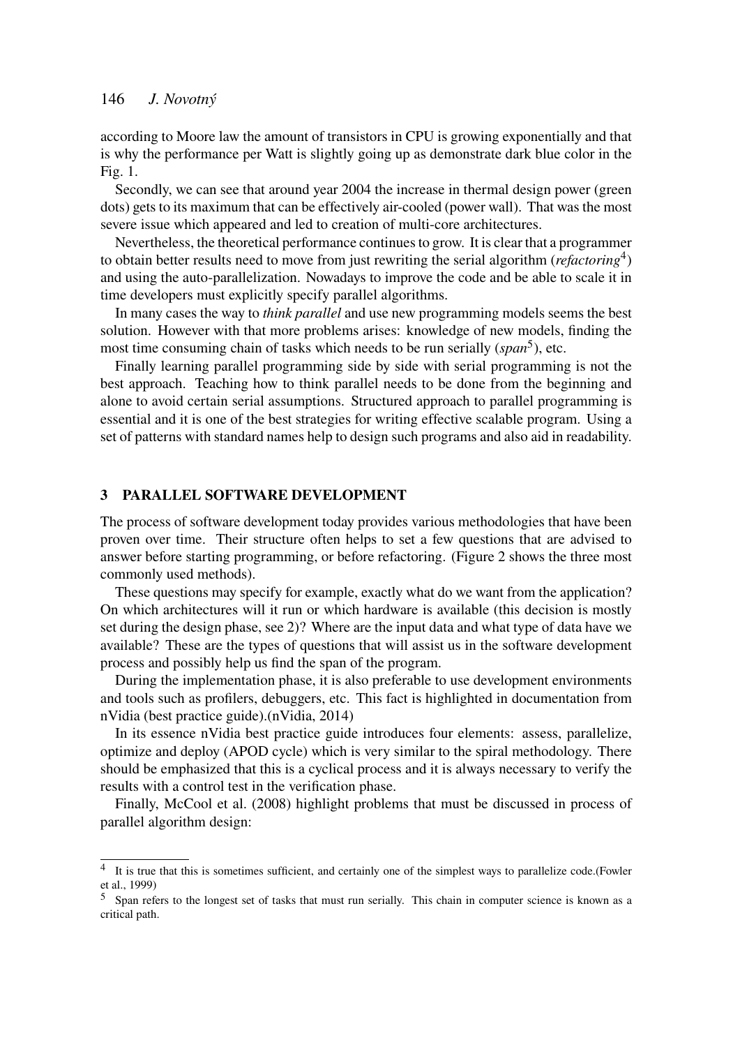according to Moore law the amount of transistors in CPU is growing exponentially and that is why the performance per Watt is slightly going up as demonstrate dark blue color in the Fig. 1.

Secondly, we can see that around year 2004 the increase in thermal design power (green dots) gets to its maximum that can be effectively air-cooled (power wall). That was the most severe issue which appeared and led to creation of multi-core architectures.

Nevertheless, the theoretical performance continues to grow. It is clear that a programmer to obtain better results need to move from just rewriting the serial algorithm (*refactoring*[4]) and using the auto-parallelization. Nowadays to improve the code and be able to scale it in time developers must explicitly specify parallel algorithms.

In many cases the way to *think parallel* and use new programming models seems the best solution. However with that more problems arises: knowledge of new models, finding the most time consuming chain of tasks which needs to be run serially (*span*[5]), etc.

Finally learning parallel programming side by side with serial programming is not the best approach. Teaching how to think parallel needs to be done from the beginning and alone to avoid certain serial assumptions. Structured approach to parallel programming is essential and it is one of the best strategies for writing effective scalable program. Using a set of patterns with standard names help to design such programs and also aid in readability.

## 3 PARALLEL SOFTWARE DEVELOPMENT

The process of software development today provides various methodologies that have been proven over time. Their structure often helps to set a few questions that are advised to answer before starting programming, or before refactoring. (Figure 2 shows the three most commonly used methods).

These questions may specify for example, exactly what do we want from the application? On which architectures will it run or which hardware is available (this decision is mostly set during the design phase, see 2)? Where are the input data and what type of data have we available? These are the types of questions that will assist us in the software development process and possibly help us find the span of the program.

During the implementation phase, it is also preferable to use development environments and tools such as profilers, debuggers, etc. This fact is highlighted in documentation from nVidia (best practice guide).(nVidia, 2014)

In its essence nVidia best practice guide introduces four elements: assess, parallelize, optimize and deploy (APOD cycle) which is very similar to the spiral methodology. There should be emphasized that this is a cyclical process and it is always necessary to verify the results with a control test in the verification phase.

Finally, McCool et al. (2008) highlight problems that must be discussed in process of parallel algorithm design:

---

[4] It is true that this is sometimes sufficient, and certainly one of the simplest ways to parallelize code.(Fowler et al., 1999)

[5] Span refers to the longest set of tasks that must run serially. This chain in computer science is known as a critical path.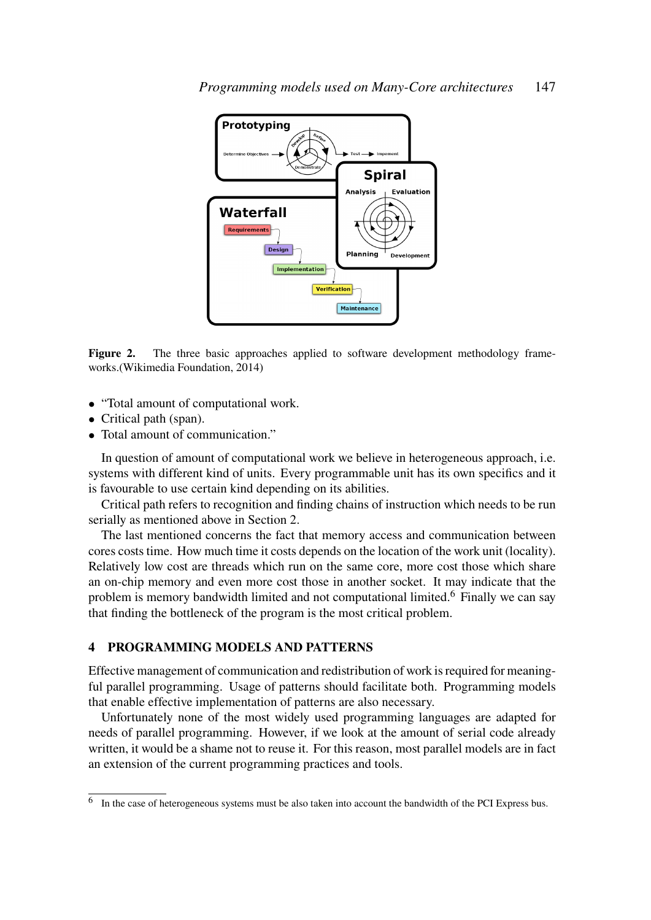**Figure 2.** The three basic approaches applied to software development methodology frameworks.(Wikimedia Foundation, 2014)

- "Total amount of computational work.
- Critical path (span).
- Total amount of communication."

In question of amount of computational work we believe in heterogeneous approach, i.e. systems with different kind of units. Every programmable unit has its own specifics and it is favourable to use certain kind depending on its abilities.

Critical path refers to recognition and finding chains of instruction which needs to be run serially as mentioned above in Section 2.

The last mentioned concerns the fact that memory access and communication between cores costs time. How much time it costs depends on the location of the work unit (locality). Relatively low cost are threads which run on the same core, more cost those which share an on-chip memory and even more cost those in another socket. It may indicate that the problem is memory bandwidth limited and not computational limited.[6] Finally we can say that finding the bottleneck of the program is the most critical problem.

## 4 PROGRAMMING MODELS AND PATTERNS

Effective management of communication and redistribution of work is required for meaningful parallel programming. Usage of patterns should facilitate both. Programming models that enable effective implementation of patterns are also necessary.

Unfortunately none of the most widely used programming languages are adapted for needs of parallel programming. However, if we look at the amount of serial code already written, it would be a shame not to reuse it. For this reason, most parallel models are in fact an extension of the current programming practices and tools.

[6] In the case of heterogeneous systems must be also taken into account the bandwidth of the PCI Express bus.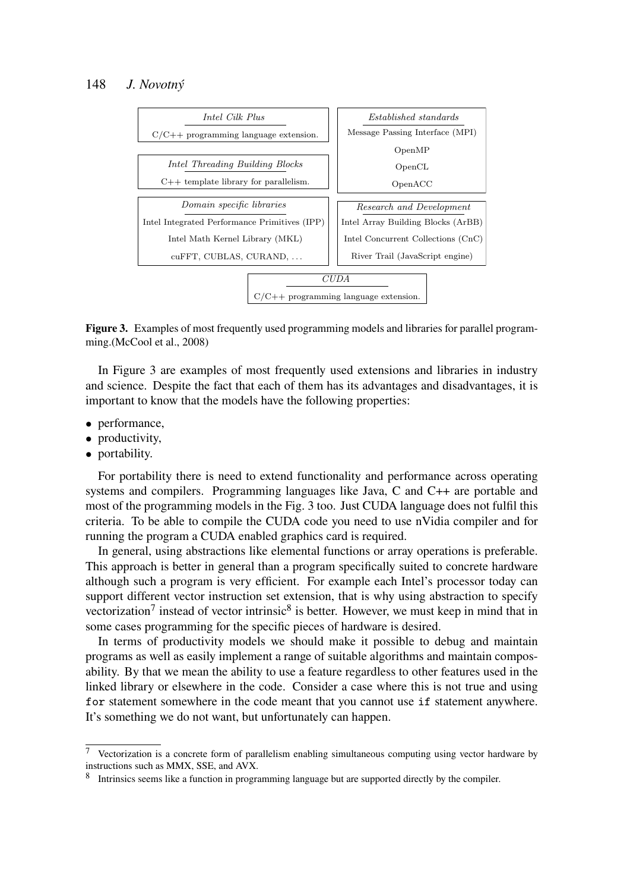| *Intel Cilk Plus* |
| --- |
| C/C++ programming language extension. |

| *Intel Threading Building Blocks* |
| --- |
| C++ template library for parallelism. |

| *Domain specific libraries* |
| --- |
| Intel Integrated Performance Primitives (IPP) |
| Intel Math Kernel Library (MKL) |
| cuFFT, CUBLAS, CURAND, ... |

| *Established standards* |
| --- |
| Message Passing Interface (MPI) |
| OpenMP |
| OpenCL |
| OpenACC |

| *Research and Development* |
| --- |
| Intel Array Building Blocks (ArBB) |
| Intel Concurrent Collections (CnC) |
| River Trail (JavaScript engine) |

| *CUDA* |
| --- |
| C/C++ programming language extension. |

**Figure 3.** Examples of most frequently used programming models and libraries for parallel programming.(McCool et al., 2008)

In Figure 3 are examples of most frequently used extensions and libraries in industry and science. Despite the fact that each of them has its advantages and disadvantages, it is important to know that the models have the following properties:

- performance,
- productivity,
- portability.

For portability there is need to extend functionality and performance across operating systems and compilers. Programming languages like Java, C and C++ are portable and most of the programming models in the Fig. 3 too. Just CUDA language does not fulfil this criteria. To be able to compile the CUDA code you need to use nVidia compiler and for running the program a CUDA enabled graphics card is required.

In general, using abstractions like elemental functions or array operations is preferable. This approach is better in general than a program specifically suited to concrete hardware although such a program is very efficient. For example each Intel's processor today can support different vector instruction set extension, that is why using abstraction to specify vectorization[7] instead of vector intrinsic[8] is better. However, we must keep in mind that in some cases programming for the specific pieces of hardware is desired.

In terms of productivity models we should make it possible to debug and maintain programs as well as easily implement a range of suitable algorithms and maintain composability. By that we mean the ability to use a feature regardless to other features used in the linked library or elsewhere in the code. Consider a case where this is not true and using `for` statement somewhere in the code meant that you cannot use `if` statement anywhere. It's something we do not want, but unfortunately can happen.

[7] Vectorization is a concrete form of parallelism enabling simultaneous computing using vector hardware by instructions such as MMX, SSE, and AVX.

[8] Intrinsics seems like a function in programming language but are supported directly by the compiler.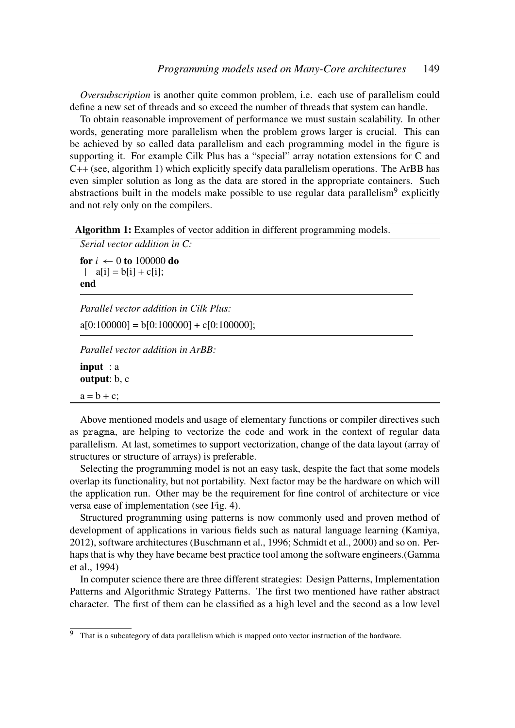*Oversubscription* is another quite common problem, i.e. each use of parallelism could define a new set of threads and so exceed the number of threads that system can handle.

To obtain reasonable improvement of performance we must sustain scalability. In other words, generating more parallelism when the problem grows larger is crucial. This can be achieved by so called data parallelism and each programming model in the figure is supporting it. For example Cilk Plus has a "special" array notation extensions for C and C++ (see, algorithm 1) which explicitly specify data parallelism operations. The ArBB has even simpler solution as long as the data are stored in the appropriate containers. Such abstractions built in the models make possible to use regular data parallelism[9] explicitly and not rely only on the compilers.

**Algorithm 1:** Examples of vector addition in different programming models.

*Serial vector addition in C:*

**for** $i \leftarrow 0$ **to** 100000 **do**
  a[i] = b[i] + c[i];
**end**

*Parallel vector addition in Cilk Plus:*

```
a[0:100000] = b[0:100000] + c[0:100000];
```

*Parallel vector addition in ArBB:*

**input** : a
**output**: b, c

```
a = b + c;
```

Above mentioned models and usage of elementary functions or compiler directives such as `pragma`, are helping to vectorize the code and work in the context of regular data parallelism. At last, sometimes to support vectorization, change of the data layout (array of structures or structure of arrays) is preferable.

Selecting the programming model is not an easy task, despite the fact that some models overlap its functionality, but not portability. Next factor may be the hardware on which will the application run. Other may be the requirement for fine control of architecture or vice versa ease of implementation (see Fig. 4).

Structured programming using patterns is now commonly used and proven method of development of applications in various fields such as natural language learning (Kamiya, 2012), software architectures (Buschmann et al., 1996; Schmidt et al., 2000) and so on. Perhaps that is why they have became best practice tool among the software engineers.(Gamma et al., 1994)

In computer science there are three different strategies: Design Patterns, Implementation Patterns and Algorithmic Strategy Patterns. The first two mentioned have rather abstract character. The first of them can be classified as a high level and the second as a low level

[9] That is a subcategory of data parallelism which is mapped onto vector instruction of the hardware.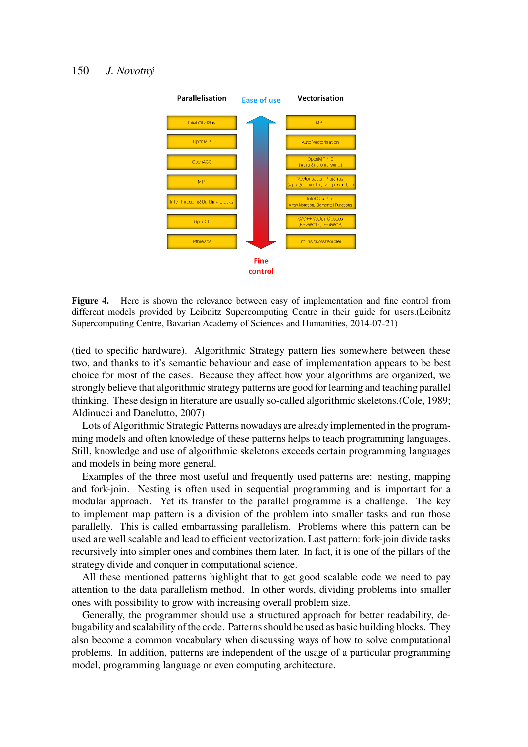| Parallelisation | Ease of use | Vectorisation |
|---|---|---|
| Intel Cilk Plus | | MKL |
| OpenMP | | Auto Vectorisation |
| OpenACC | | OpenMP 4.0 (#pragma omp simd) |
| MPI | | Vectorisation Pragmas (#pragma vector, ivdep, simd,...) |
| Intel Threading Building Blocks | | Intel Cilk Plus Array Notation, Elemental Functions |
| OpenCL | | C/C++ Vector Classes (F32vec16, F64vec8) |
| Pthreads | Fine control | Intrinsics/Assembler |

**Figure 4.** Here is shown the relevance between easy of implementation and fine control from different models provided by Leibnitz Supercomputing Centre in their guide for users.(Leibnitz Supercomputing Centre, Bavarian Academy of Sciences and Humanities, 2014-07-21)

(tied to specific hardware). Algorithmic Strategy pattern lies somewhere between these two, and thanks to it's semantic behaviour and ease of implementation appears to be best choice for most of the cases. Because they affect how your algorithms are organized, we strongly believe that algorithmic strategy patterns are good for learning and teaching parallel thinking. These design in literature are usually so-called algorithmic skeletons.(Cole, 1989; Aldinucci and Danelutto, 2007)

Lots of Algorithmic Strategic Patterns nowadays are already implemented in the programming models and often knowledge of these patterns helps to teach programming languages. Still, knowledge and use of algorithmic skeletons exceeds certain programming languages and models in being more general.

Examples of the three most useful and frequently used patterns are: nesting, mapping and fork-join. Nesting is often used in sequential programming and is important for a modular approach. Yet its transfer to the parallel programme is a challenge. The key to implement map pattern is a division of the problem into smaller tasks and run those parallelly. This is called embarrassing parallelism. Problems where this pattern can be used are well scalable and lead to efficient vectorization. Last pattern: fork-join divide tasks recursively into simpler ones and combines them later. In fact, it is one of the pillars of the strategy divide and conquer in computational science.

All these mentioned patterns highlight that to get good scalable code we need to pay attention to the data parallelism method. In other words, dividing problems into smaller ones with possibility to grow with increasing overall problem size.

Generally, the programmer should use a structured approach for better readability, debugability and scalability of the code. Patterns should be used as basic building blocks. They also become a common vocabulary when discussing ways of how to solve computational problems. In addition, patterns are independent of the usage of a particular programming model, programming language or even computing architecture.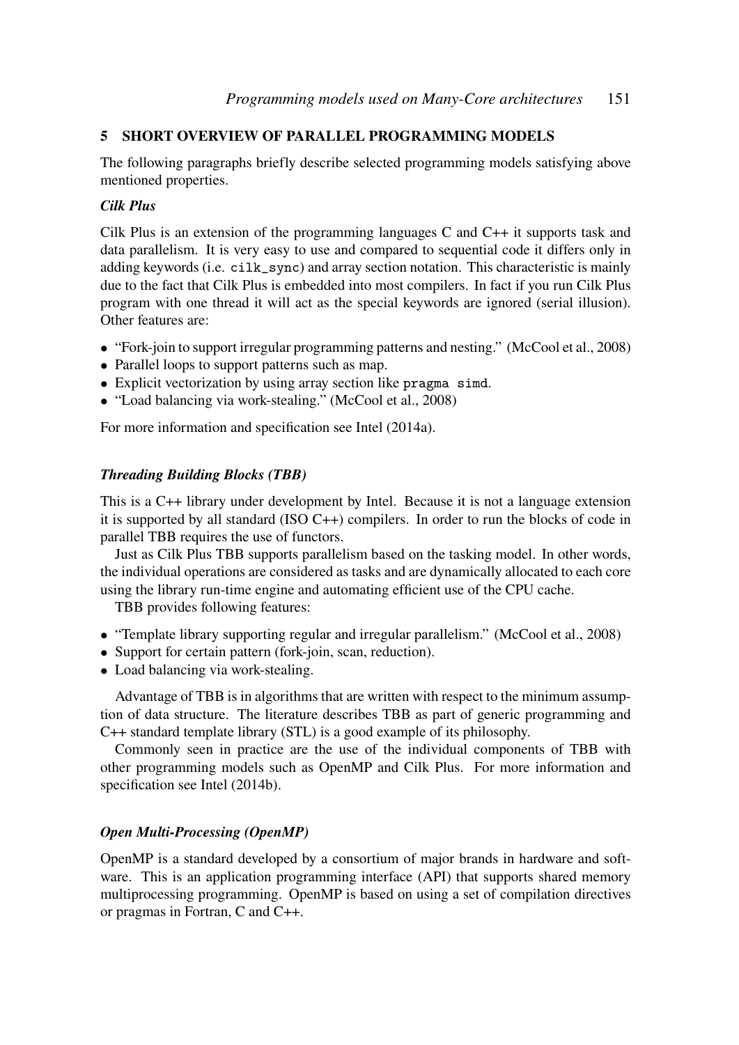## 5 SHORT OVERVIEW OF PARALLEL PROGRAMMING MODELS

The following paragraphs briefly describe selected programming models satisfying above mentioned properties.

### *Cilk Plus*

Cilk Plus is an extension of the programming languages C and C++ it supports task and data parallelism. It is very easy to use and compared to sequential code it differs only in adding keywords (i.e. `cilk_sync`) and array section notation. This characteristic is mainly due to the fact that Cilk Plus is embedded into most compilers. In fact if you run Cilk Plus program with one thread it will act as the special keywords are ignored (serial illusion). Other features are:

- "Fork-join to support irregular programming patterns and nesting." (McCool et al., 2008)
- Parallel loops to support patterns such as map.
- Explicit vectorization by using array section like `pragma simd`.
- "Load balancing via work-stealing." (McCool et al., 2008)

For more information and specification see Intel (2014a).

### *Threading Building Blocks (TBB)*

This is a C++ library under development by Intel. Because it is not a language extension it is supported by all standard (ISO C++) compilers. In order to run the blocks of code in parallel TBB requires the use of functors.

Just as Cilk Plus TBB supports parallelism based on the tasking model. In other words, the individual operations are considered as tasks and are dynamically allocated to each core using the library run-time engine and automating efficient use of the CPU cache.

TBB provides following features:

- "Template library supporting regular and irregular parallelism." (McCool et al., 2008)
- Support for certain pattern (fork-join, scan, reduction).
- Load balancing via work-stealing.

Advantage of TBB is in algorithms that are written with respect to the minimum assumption of data structure. The literature describes TBB as part of generic programming and C++ standard template library (STL) is a good example of its philosophy.

Commonly seen in practice are the use of the individual components of TBB with other programming models such as OpenMP and Cilk Plus. For more information and specification see Intel (2014b).

### *Open Multi-Processing (OpenMP)*

OpenMP is a standard developed by a consortium of major brands in hardware and software. This is an application programming interface (API) that supports shared memory multiprocessing programming. OpenMP is based on using a set of compilation directives or pragmas in Fortran, C and C++.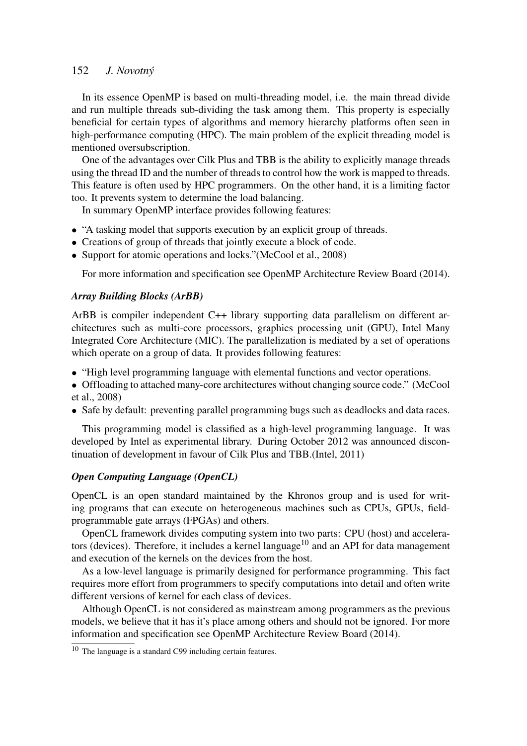In its essence OpenMP is based on multi-threading model, i.e. the main thread divide and run multiple threads sub-dividing the task among them. This property is especially beneficial for certain types of algorithms and memory hierarchy platforms often seen in high-performance computing (HPC). The main problem of the explicit threading model is mentioned oversubscription.

One of the advantages over Cilk Plus and TBB is the ability to explicitly manage threads using the thread ID and the number of threads to control how the work is mapped to threads. This feature is often used by HPC programmers. On the other hand, it is a limiting factor too. It prevents system to determine the load balancing.

In summary OpenMP interface provides following features:

- "A tasking model that supports execution by an explicit group of threads.
- Creations of group of threads that jointly execute a block of code.
- Support for atomic operations and locks."(McCool et al., 2008)

For more information and specification see OpenMP Architecture Review Board (2014).

### *Array Building Blocks (ArBB)*

ArBB is compiler independent C++ library supporting data parallelism on different architectures such as multi-core processors, graphics processing unit (GPU), Intel Many Integrated Core Architecture (MIC). The parallelization is mediated by a set of operations which operate on a group of data. It provides following features:

- "High level programming language with elemental functions and vector operations.
- Offloading to attached many-core architectures without changing source code." (McCool et al., 2008)
- Safe by default: preventing parallel programming bugs such as deadlocks and data races.

This programming model is classified as a high-level programming language. It was developed by Intel as experimental library. During October 2012 was announced discontinuation of development in favour of Cilk Plus and TBB.(Intel, 2011)

### *Open Computing Language (OpenCL)*

OpenCL is an open standard maintained by the Khronos group and is used for writing programs that can execute on heterogeneous machines such as CPUs, GPUs, field-programmable gate arrays (FPGAs) and others.

OpenCL framework divides computing system into two parts: CPU (host) and accelerators (devices). Therefore, it includes a kernel language[10] and an API for data management and execution of the kernels on the devices from the host.

As a low-level language is primarily designed for performance programming. This fact requires more effort from programmers to specify computations into detail and often write different versions of kernel for each class of devices.

Although OpenCL is not considered as mainstream among programmers as the previous models, we believe that it has it's place among others and should not be ignored. For more information and specification see OpenMP Architecture Review Board (2014).

[10] The language is a standard C99 including certain features.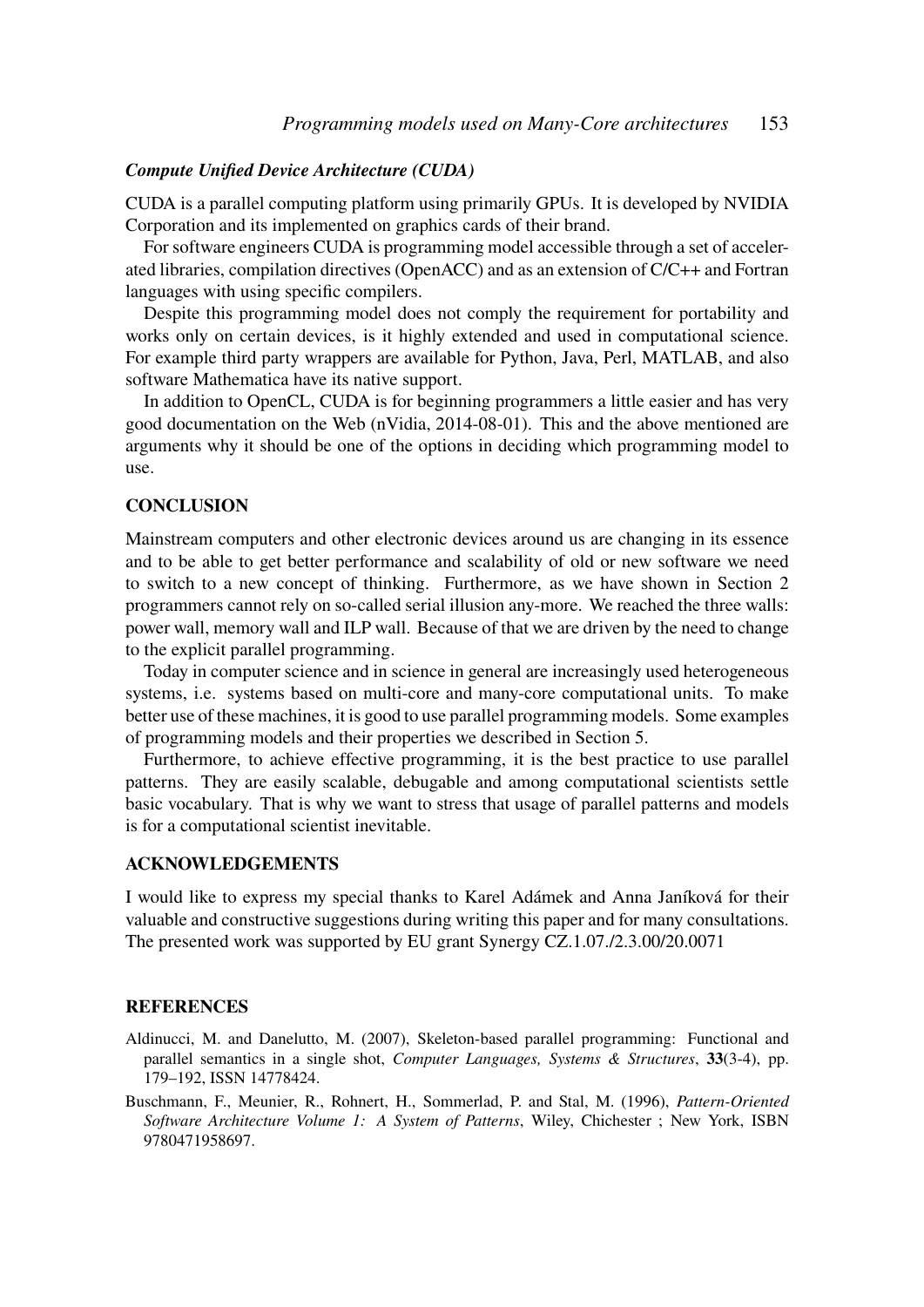### *Compute Unified Device Architecture (CUDA)*

CUDA is a parallel computing platform using primarily GPUs. It is developed by NVIDIA Corporation and its implemented on graphics cards of their brand.

For software engineers CUDA is programming model accessible through a set of accelerated libraries, compilation directives (OpenACC) and as an extension of C/C++ and Fortran languages with using specific compilers.

Despite this programming model does not comply the requirement for portability and works only on certain devices, is it highly extended and used in computational science. For example third party wrappers are available for Python, Java, Perl, MATLAB, and also software Mathematica have its native support.

In addition to OpenCL, CUDA is for beginning programmers a little easier and has very good documentation on the Web (nVidia, 2014-08-01). This and the above mentioned are arguments why it should be one of the options in deciding which programming model to use.

## CONCLUSION

Mainstream computers and other electronic devices around us are changing in its essence and to be able to get better performance and scalability of old or new software we need to switch to a new concept of thinking. Furthermore, as we have shown in Section 2 programmers cannot rely on so-called serial illusion any-more. We reached the three walls: power wall, memory wall and ILP wall. Because of that we are driven by the need to change to the explicit parallel programming.

Today in computer science and in science in general are increasingly used heterogeneous systems, i.e. systems based on multi-core and many-core computational units. To make better use of these machines, it is good to use parallel programming models. Some examples of programming models and their properties we described in Section 5.

Furthermore, to achieve effective programming, it is the best practice to use parallel patterns. They are easily scalable, debugable and among computational scientists settle basic vocabulary. That is why we want to stress that usage of parallel patterns and models is for a computational scientist inevitable.

## ACKNOWLEDGEMENTS

I would like to express my special thanks to Karel Adámek and Anna Janíková for their valuable and constructive suggestions during writing this paper and for many consultations. The presented work was supported by EU grant Synergy CZ.1.07./2.3.00/20.0071

## REFERENCES

Aldinucci, M. and Danelutto, M. (2007), Skeleton-based parallel programming: Functional and parallel semantics in a single shot, *Computer Languages, Systems & Structures*, **33**(3-4), pp. 179–192, ISSN 14778424.

Buschmann, F., Meunier, R., Rohnert, H., Sommerlad, P. and Stal, M. (1996), *Pattern-Oriented Software Architecture Volume 1: A System of Patterns*, Wiley, Chichester ; New York, ISBN 9780471958697.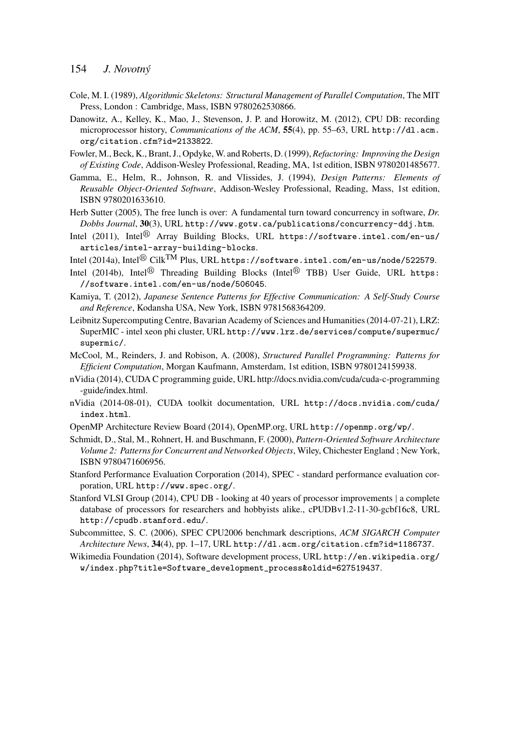Cole, M. I. (1989), *Algorithmic Skeletons: Structural Management of Parallel Computation*, The MIT Press, London : Cambridge, Mass, ISBN 9780262530866.

Danowitz, A., Kelley, K., Mao, J., Stevenson, J. P. and Horowitz, M. (2012), CPU DB: recording microprocessor history, *Communications of the ACM*, **55**(4), pp. 55–63, URL http://dl.acm.org/citation.cfm?id=2133822.

Fowler, M., Beck, K., Brant, J., Opdyke, W. and Roberts, D. (1999), *Refactoring: Improving the Design of Existing Code*, Addison-Wesley Professional, Reading, MA, 1st edition, ISBN 9780201485677.

Gamma, E., Helm, R., Johnson, R. and Vlissides, J. (1994), *Design Patterns: Elements of Reusable Object-Oriented Software*, Addison-Wesley Professional, Reading, Mass, 1st edition, ISBN 9780201633610.

Herb Sutter (2005), The free lunch is over: A fundamental turn toward concurrency in software, *Dr. Dobbs Journal*, **30**(3), URL http://www.gotw.ca/publications/concurrency-ddj.htm.

Intel (2011), Intel® Array Building Blocks, URL https://software.intel.com/en-us/articles/intel-array-building-blocks.

Intel (2014a), Intel® Cilk™ Plus, URL https://software.intel.com/en-us/node/522579.

Intel (2014b), Intel® Threading Building Blocks (Intel® TBB) User Guide, URL https://software.intel.com/en-us/node/506045.

Kamiya, T. (2012), *Japanese Sentence Patterns for Effective Communication: A Self-Study Course and Reference*, Kodansha USA, New York, ISBN 9781568364209.

Leibnitz Supercomputing Centre, Bavarian Academy of Sciences and Humanities (2014-07-21), LRZ: SuperMIC - intel xeon phi cluster, URL http://www.lrz.de/services/compute/supermuc/supermic/.

McCool, M., Reinders, J. and Robison, A. (2008), *Structured Parallel Programming: Patterns for Efficient Computation*, Morgan Kaufmann, Amsterdam, 1st edition, ISBN 9780124159938.

nVidia (2014), CUDA C programming guide, URL http://docs.nvidia.com/cuda/cuda-c-programming-guide/index.html.

nVidia (2014-08-01), CUDA toolkit documentation, URL http://docs.nvidia.com/cuda/index.html.

OpenMP Architecture Review Board (2014), OpenMP.org, URL http://openmp.org/wp/.

Schmidt, D., Stal, M., Rohnert, H. and Buschmann, F. (2000), *Pattern-Oriented Software Architecture Volume 2: Patterns for Concurrent and Networked Objects*, Wiley, Chichester England ; New York, ISBN 9780471606956.

Stanford Performance Evaluation Corporation (2014), SPEC - standard performance evaluation corporation, URL http://www.spec.org/.

Stanford VLSI Group (2014), CPU DB - looking at 40 years of processor improvements | a complete database of processors for researchers and hobbyists alike., cPUDBv1.2-11-30-gcbf16c8, URL http://cpudb.stanford.edu/.

Subcommittee, S. C. (2006), SPEC CPU2006 benchmark descriptions, *ACM SIGARCH Computer Architecture News*, **34**(4), pp. 1–17, URL http://dl.acm.org/citation.cfm?id=1186737.

Wikimedia Foundation (2014), Software development process, URL http://en.wikipedia.org/w/index.php?title=Software_development_process&oldid=627519437.